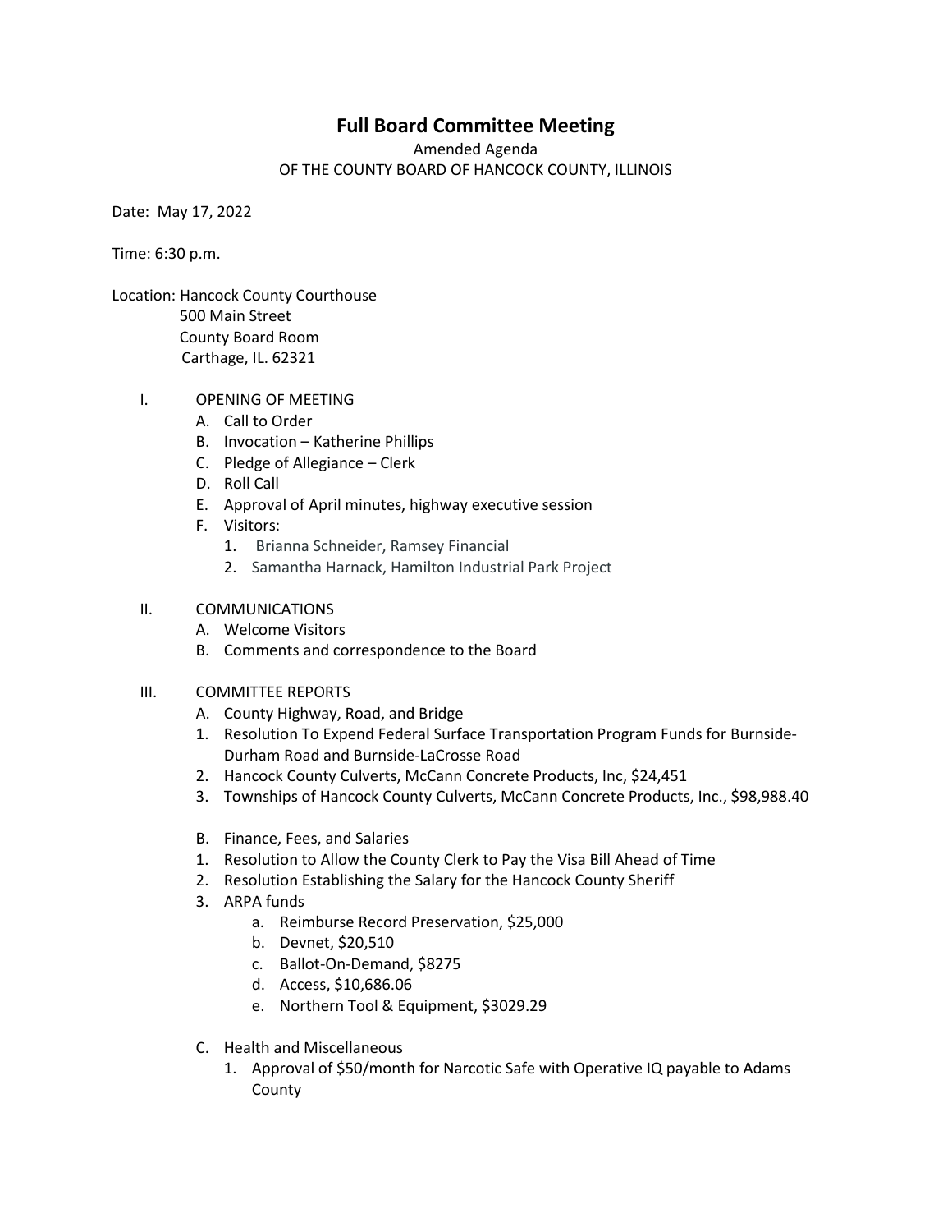# Full Board Committee Meeting

Amended Agenda
OF THE COUNTY BOARD OF HANCOCK COUNTY, ILLINOIS

Date: May 17, 2022

Time: 6:30 p.m.

Location: Hancock County Courthouse
500 Main Street
County Board Room
Carthage, IL. 62321

I. OPENING OF MEETING
   A. Call to Order
   B. Invocation – Katherine Phillips
   C. Pledge of Allegiance – Clerk
   D. Roll Call
   E. Approval of April minutes, highway executive session
   F. Visitors:
      1. Brianna Schneider, Ramsey Financial
      2. Samantha Harnack, Hamilton Industrial Park Project

II. COMMUNICATIONS
   A. Welcome Visitors
   B. Comments and correspondence to the Board

III. COMMITTEE REPORTS
   A. County Highway, Road, and Bridge
   1. Resolution To Expend Federal Surface Transportation Program Funds for Burnside-Durham Road and Burnside-LaCrosse Road
   2. Hancock County Culverts, McCann Concrete Products, Inc, $24,451
   3. Townships of Hancock County Culverts, McCann Concrete Products, Inc., $98,988.40

   B. Finance, Fees, and Salaries
   1. Resolution to Allow the County Clerk to Pay the Visa Bill Ahead of Time
   2. Resolution Establishing the Salary for the Hancock County Sheriff
   3. ARPA funds
      a. Reimburse Record Preservation, $25,000
      b. Devnet, $20,510
      c. Ballot-On-Demand, $8275
      d. Access, $10,686.06
      e. Northern Tool & Equipment, $3029.29

   C. Health and Miscellaneous
      1. Approval of $50/month for Narcotic Safe with Operative IQ payable to Adams County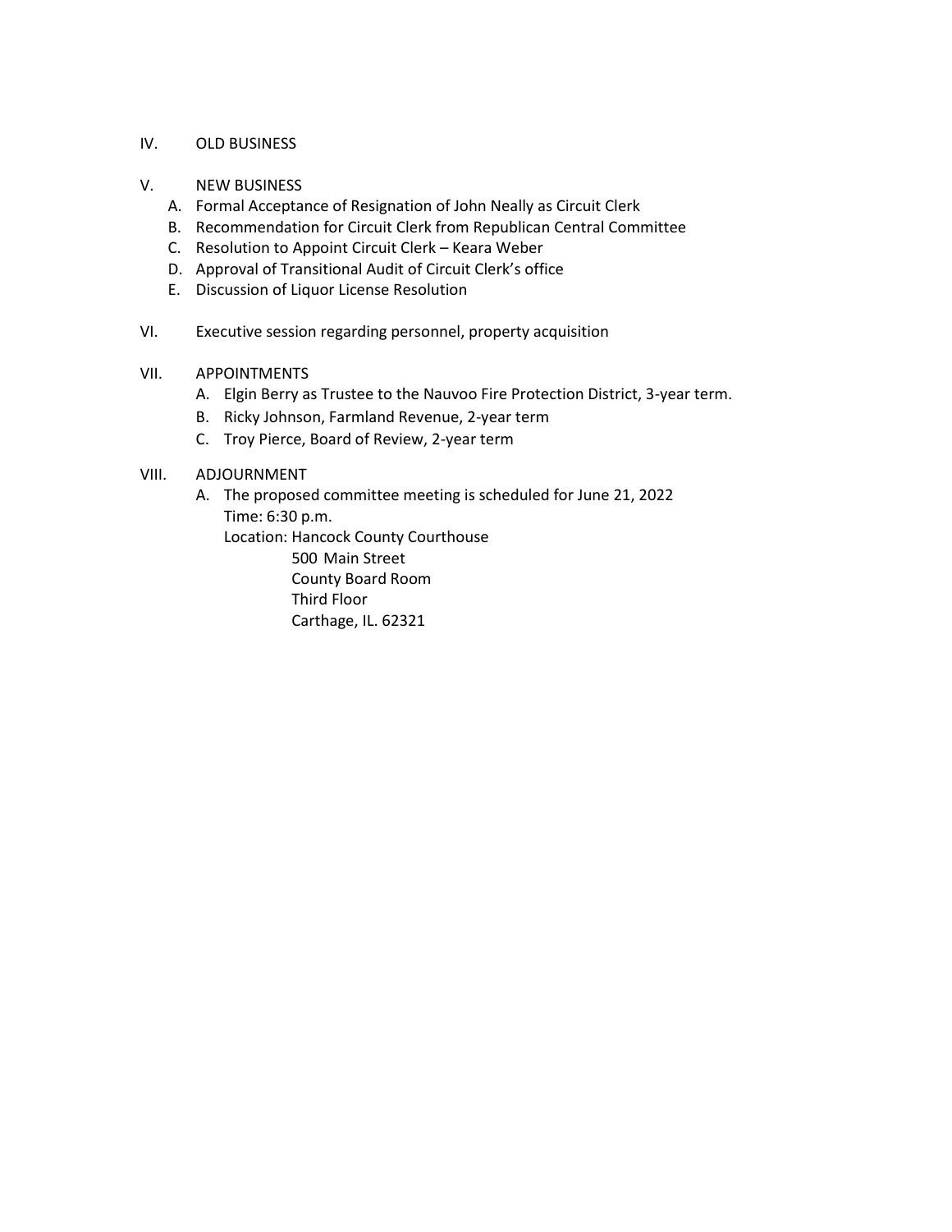IV. OLD BUSINESS

V. NEW BUSINESS

A. Formal Acceptance of Resignation of John Neally as Circuit Clerk
B. Recommendation for Circuit Clerk from Republican Central Committee
C. Resolution to Appoint Circuit Clerk – Keara Weber
D. Approval of Transitional Audit of Circuit Clerk's office
E. Discussion of Liquor License Resolution

VI. Executive session regarding personnel, property acquisition

VII. APPOINTMENTS

A. Elgin Berry as Trustee to the Nauvoo Fire Protection District, 3-year term.
B. Ricky Johnson, Farmland Revenue, 2-year term
C. Troy Pierce, Board of Review, 2-year term

VIII. ADJOURNMENT

A. The proposed committee meeting is scheduled for June 21, 2022
Time: 6:30 p.m.
Location: Hancock County Courthouse
500 Main Street
County Board Room
Third Floor
Carthage, IL. 62321